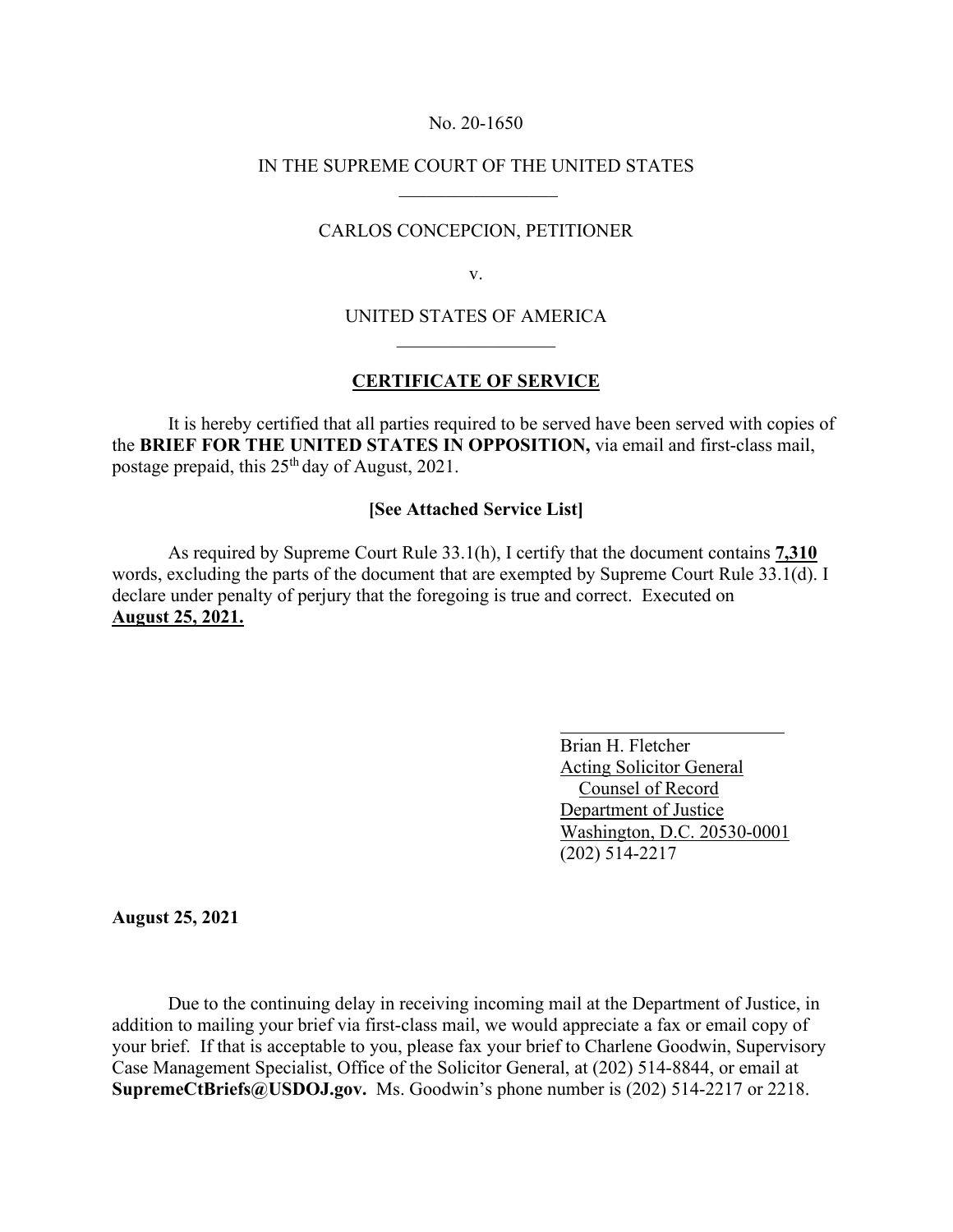No. 20-1650

IN THE SUPREME COURT OF THE UNITED STATES

\_\_\_\_\_\_\_\_\_\_\_\_\_\_\_\_\_

CARLOS CONCEPCION, PETITIONER

v.

UNITED STATES OF AMERICA

\_\_\_\_\_\_\_\_\_\_\_\_\_\_\_\_\_

## **CERTIFICATE OF SERVICE**

It is hereby certified that all parties required to be served have been served with copies of the **BRIEF FOR THE UNITED STATES IN OPPOSITION,** via email and first-class mail, postage prepaid, this 25th day of August, 2021.

**[See Attached Service List]**

As required by Supreme Court Rule 33.1(h), I certify that the document contains **7,310** words, excluding the parts of the document that are exempted by Supreme Court Rule 33.1(d). I declare under penalty of perjury that the foregoing is true and correct. Executed on **August 25, 2021.**

Brian H. Fletcher
Acting Solicitor General
Counsel of Record
Department of Justice
Washington, D.C. 20530-0001
(202) 514-2217

**August 25, 2021**

Due to the continuing delay in receiving incoming mail at the Department of Justice, in addition to mailing your brief via first-class mail, we would appreciate a fax or email copy of your brief. If that is acceptable to you, please fax your brief to Charlene Goodwin, Supervisory Case Management Specialist, Office of the Solicitor General, at (202) 514-8844, or email at **SupremeCtBriefs@USDOJ.gov.** Ms. Goodwin's phone number is (202) 514-2217 or 2218.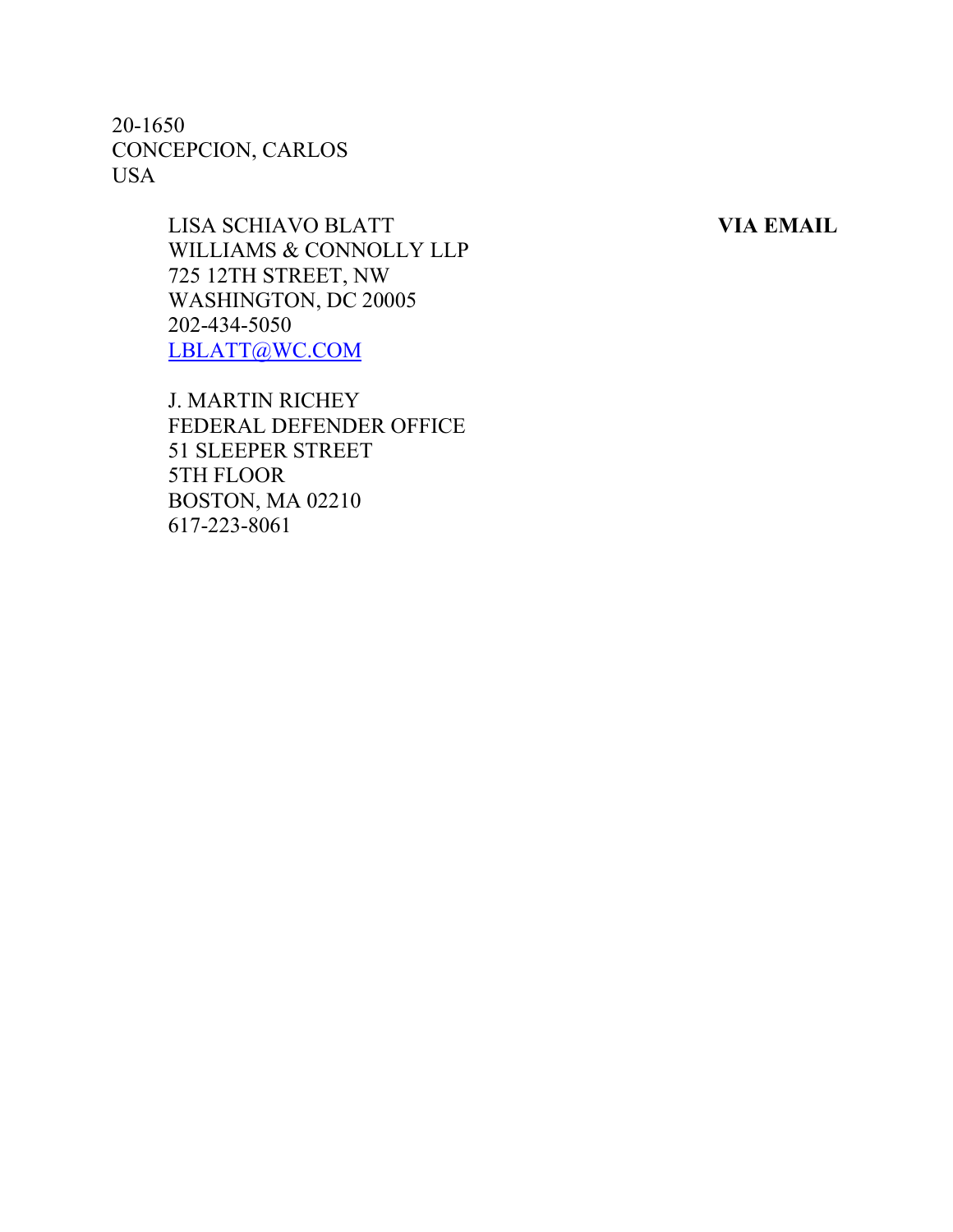20-1650
CONCEPCION, CARLOS
USA

LISA SCHIAVO BLATT **VIA EMAIL**
WILLIAMS & CONNOLLY LLP
725 12TH STREET, NW
WASHINGTON, DC 20005
202-434-5050
LBLATT@WC.COM

J. MARTIN RICHEY
FEDERAL DEFENDER OFFICE
51 SLEEPER STREET
5TH FLOOR
BOSTON, MA 02210
617-223-8061